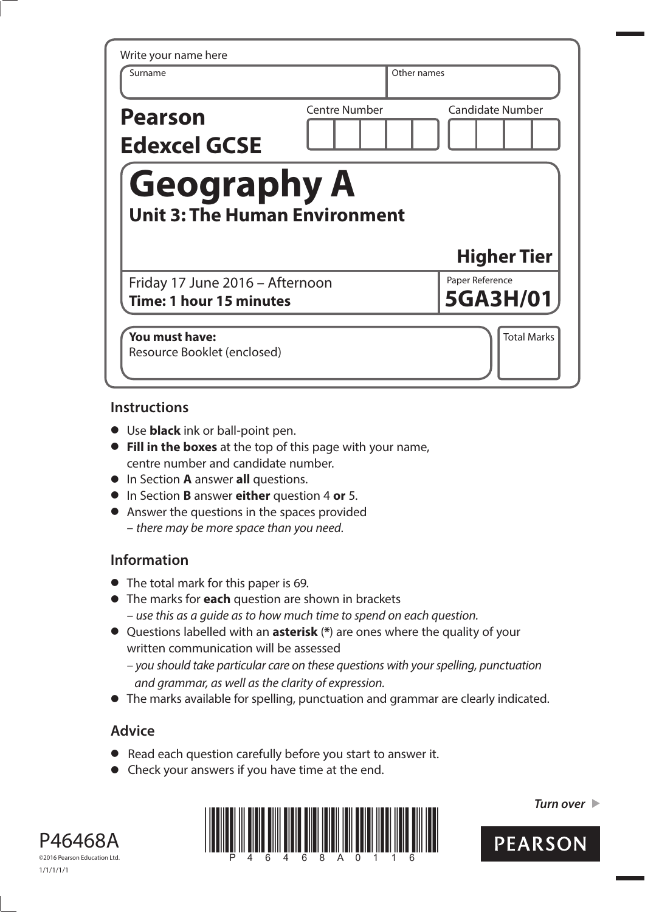Write your name here

| Surname | Other names |
|---|---|
| | |

**Pearson Edexcel GCSE**

Centre Number

Candidate Number

# Geography A

## Unit 3: The Human Environment

**Higher Tier**

Friday 17 June 2016 – Afternoon
**Time: 1 hour 15 minutes**

Paper Reference
**5GA3H/01**

**You must have:**
Resource Booklet (enclosed)

Total Marks

## Instructions

- Use **black** ink or ball-point pen.
- **Fill in the boxes** at the top of this page with your name, centre number and candidate number.
- In Section **A** answer **all** questions.
- In Section **B** answer **either** question 4 **or** 5.
- Answer the questions in the spaces provided
  – *there may be more space than you need.*

## Information

- The total mark for this paper is 69.
- The marks for **each** question are shown in brackets
  – *use this as a guide as to how much time to spend on each question.*
- Questions labelled with an **asterisk** (**\***) are ones where the quality of your written communication will be assessed
  – *you should take particular care on these questions with your spelling, punctuation and grammar, as well as the clarity of expression.*
- The marks available for spelling, punctuation and grammar are clearly indicated.

## Advice

- Read each question carefully before you start to answer it.
- Check your answers if you have time at the end.

*Turn over* ▶

P46468A
©2016 Pearson Education Ltd.
1/1/1/1/1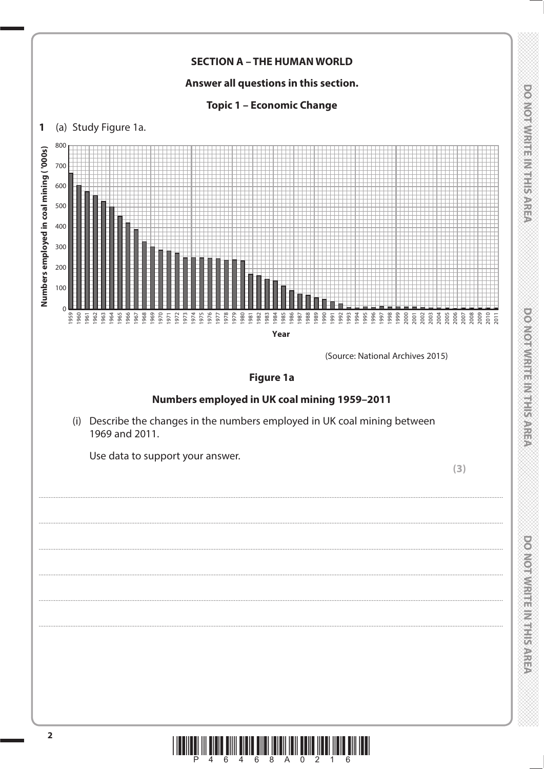## SECTION A – THE HUMAN WORLD

**Answer all questions in this section.**

### Topic 1 – Economic Change

**1** (a) Study Figure 1a.

Numbers employed in coal mining ('000s)

800
700
600
500
400
300
200
100
0

1959 1960 1961 1962 1963 1964 1965 1966 1967 1968 1969 1970 1971 1972 1973 1974 1975 1976 1977 1978 1979 1980 1981 1982 1983 1984 1985 1986 1987 1988 1989 1990 1991 1992 1993 1994 1995 1996 1997 1998 1999 2000 2001 2002 2003 2004 2005 2006 2007 2008 2009 2010 2011

Year

(Source: National Archives 2015)

**Figure 1a**

**Numbers employed in UK coal mining 1959–2011**

(i) Describe the changes in the numbers employed in UK coal mining between 1969 and 2011.

Use data to support your answer.

**(3)**

..........................................................................................................................................................................

..........................................................................................................................................................................

..........................................................................................................................................................................

..........................................................................................................................................................................

..........................................................................................................................................................................

..........................................................................................................................................................................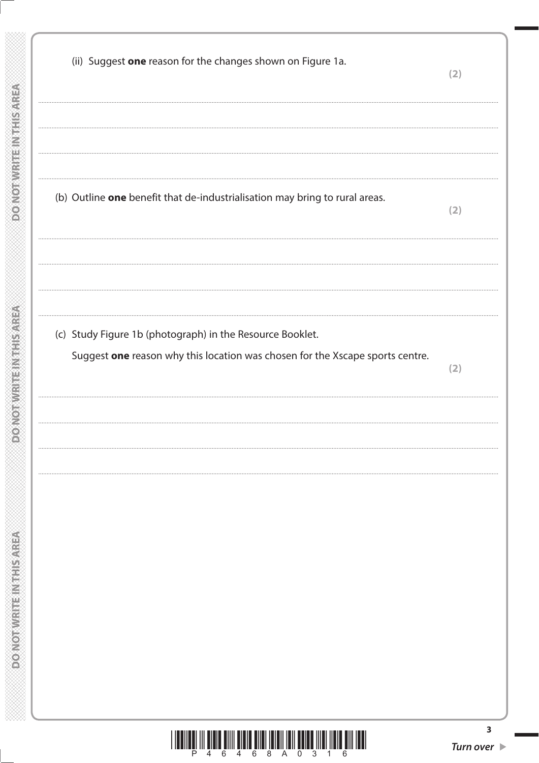(ii) Suggest **one** reason for the changes shown on Figure 1a.

**(2)**

.......................................................................................................................................................................................................................

.......................................................................................................................................................................................................................

.......................................................................................................................................................................................................................

.......................................................................................................................................................................................................................

(b) Outline **one** benefit that de-industrialisation may bring to rural areas.

**(2)**

.......................................................................................................................................................................................................................

.......................................................................................................................................................................................................................

.......................................................................................................................................................................................................................

.......................................................................................................................................................................................................................

(c) Study Figure 1b (photograph) in the Resource Booklet.

Suggest **one** reason why this location was chosen for the Xscape sports centre.

**(2)**

.......................................................................................................................................................................................................................

.......................................................................................................................................................................................................................

.......................................................................................................................................................................................................................

.......................................................................................................................................................................................................................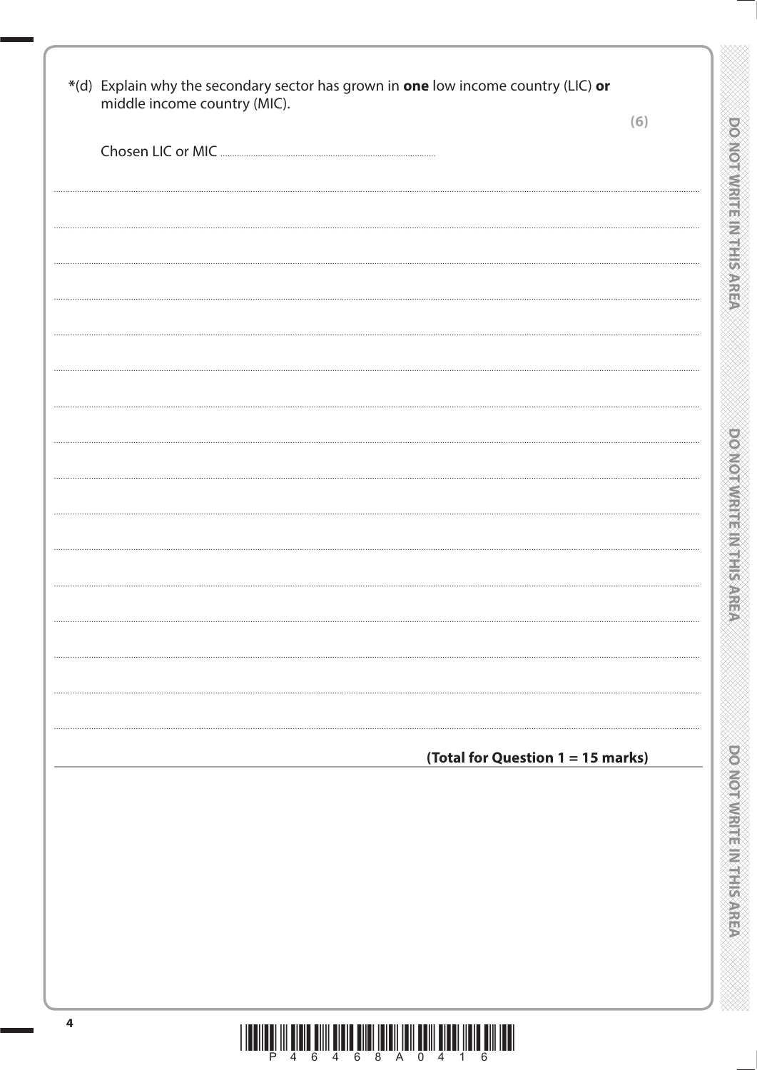*(d) Explain why the secondary sector has grown in **one** low income country (LIC) **or** middle income country (MIC).

**(6)**

Chosen LIC or MIC ........................................................................................

**(Total for Question 1 = 15 marks)**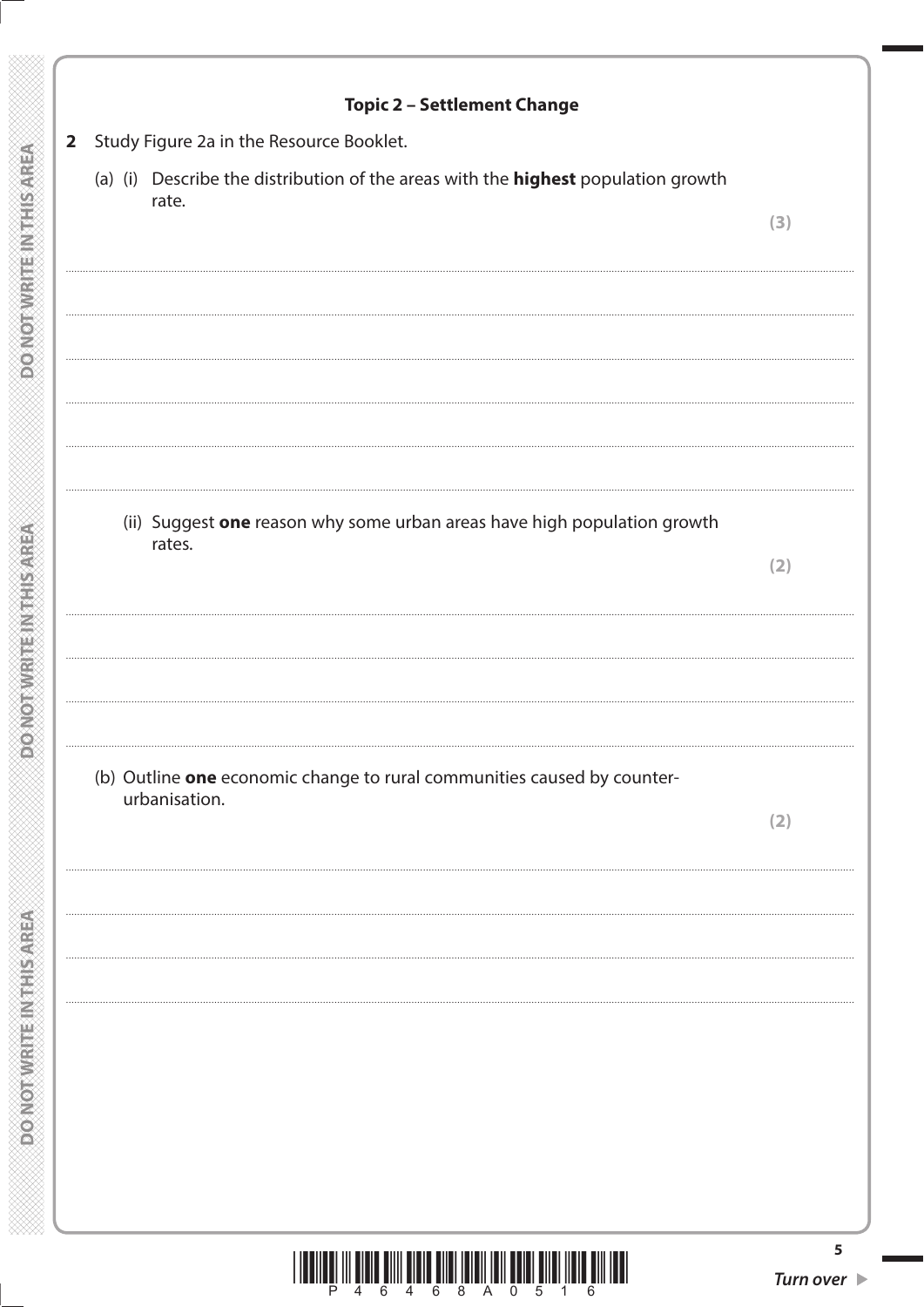## Topic 2 – Settlement Change

**2** Study Figure 2a in the Resource Booklet.

(a) (i) Describe the distribution of the areas with the **highest** population growth rate.

**(3)**

(ii) Suggest **one** reason why some urban areas have high population growth rates.

**(2)**

(b) Outline **one** economic change to rural communities caused by counter-urbanisation.

**(2)**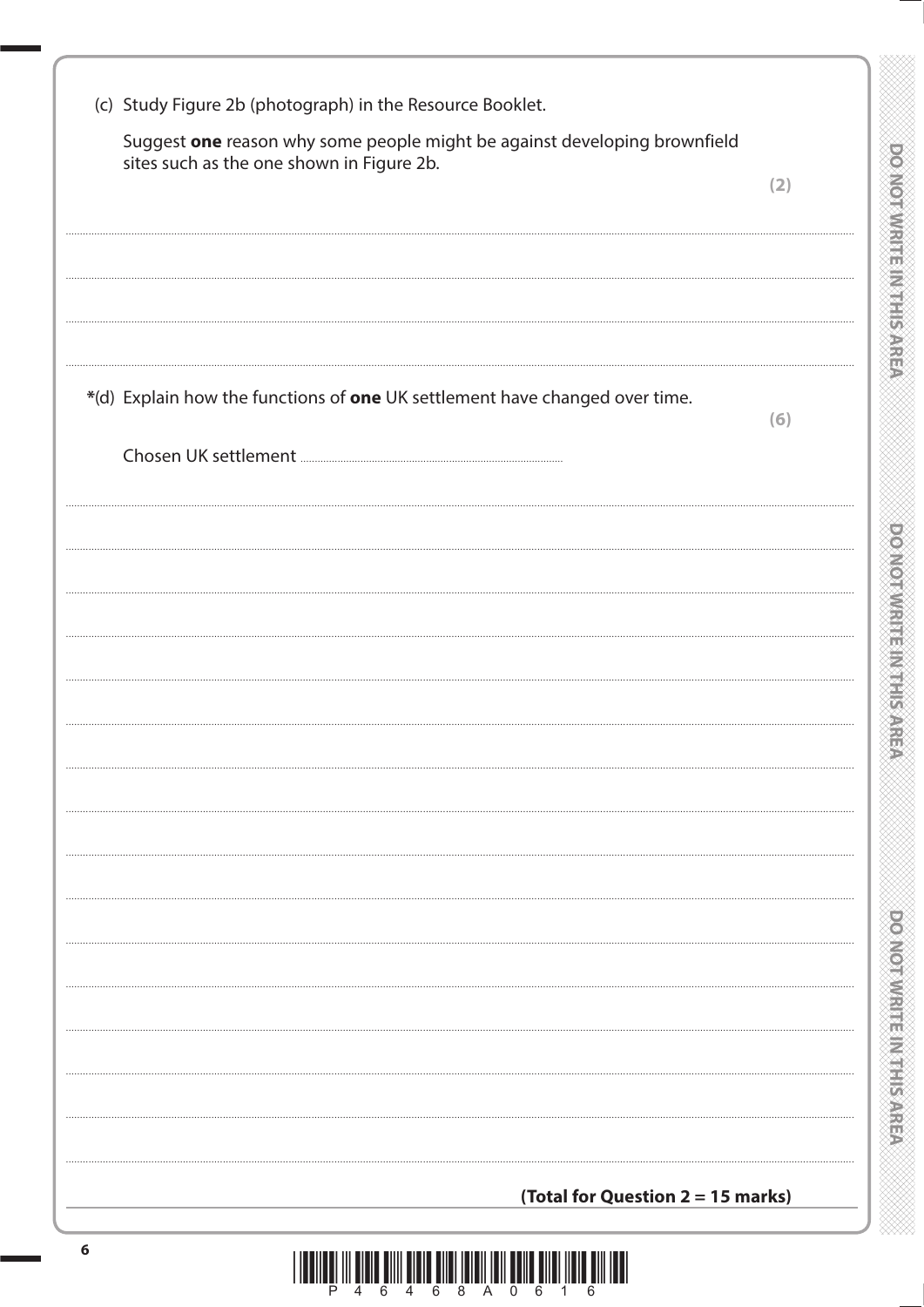(c) Study Figure 2b (photograph) in the Resource Booklet.

Suggest **one** reason why some people might be against developing brownfield sites such as the one shown in Figure 2b.

**(2)**

*(d) Explain how the functions of **one** UK settlement have changed over time.

**(6)**

Chosen UK settlement ..........................................

**(Total for Question 2 = 15 marks)**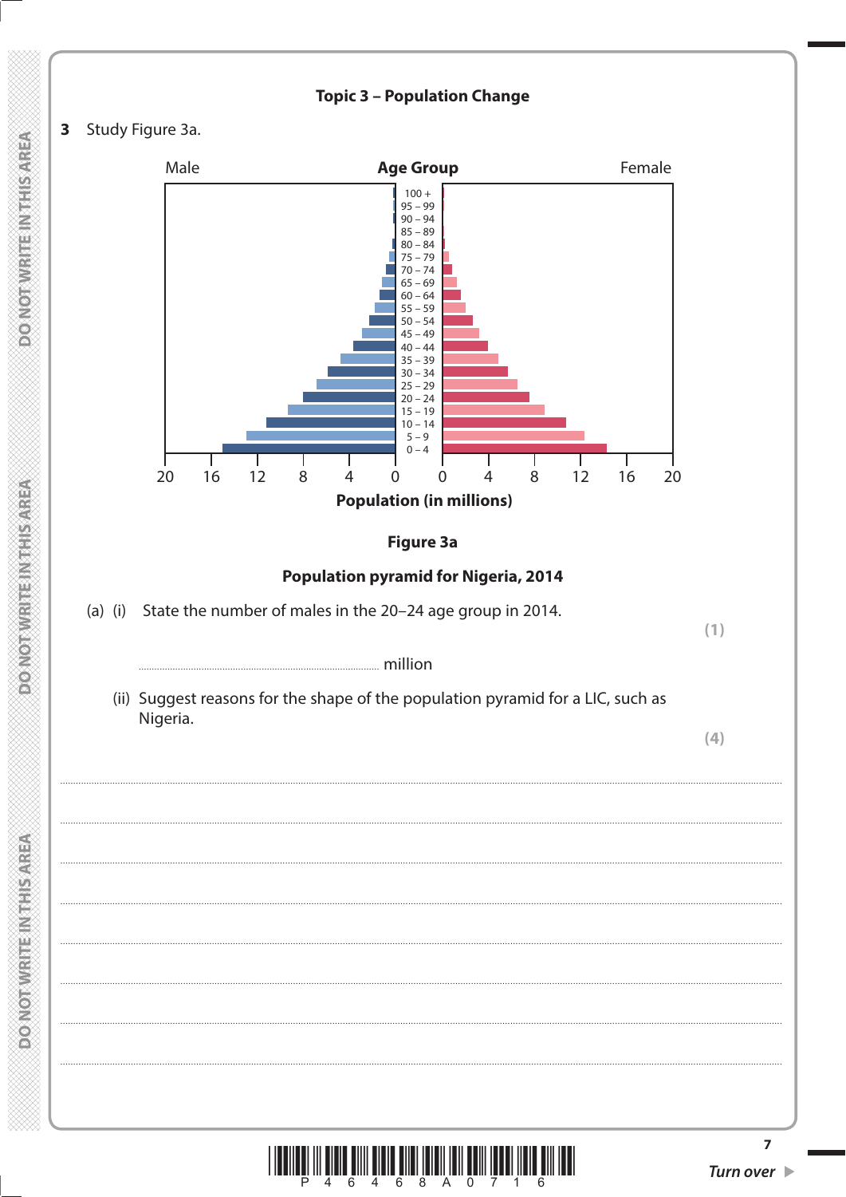## Topic 3 – Population Change

**3** Study Figure 3a.

Male

**Age Group**

Female

100 +
95 – 99
90 – 94
85 – 89
80 – 84
75 – 79
70 – 74
65 – 69
60 – 64
55 – 59
50 – 54
45 – 49
40 – 44
35 – 39
30 – 34
25 – 29
20 – 24
15 – 19
10 – 14
5 – 9
0 – 4

20 16 12 8 4 0 0 4 8 12 16 20

**Population (in millions)**

**Figure 3a**

**Population pyramid for Nigeria, 2014**

(a) (i) State the number of males in the 20–24 age group in 2014.

**(1)**

.................................................. million

(ii) Suggest reasons for the shape of the population pyramid for a LIC, such as Nigeria.

**(4)**

....................................................................................................................................................................................................................

....................................................................................................................................................................................................................

....................................................................................................................................................................................................................

....................................................................................................................................................................................................................

....................................................................................................................................................................................................................

....................................................................................................................................................................................................................

....................................................................................................................................................................................................................

....................................................................................................................................................................................................................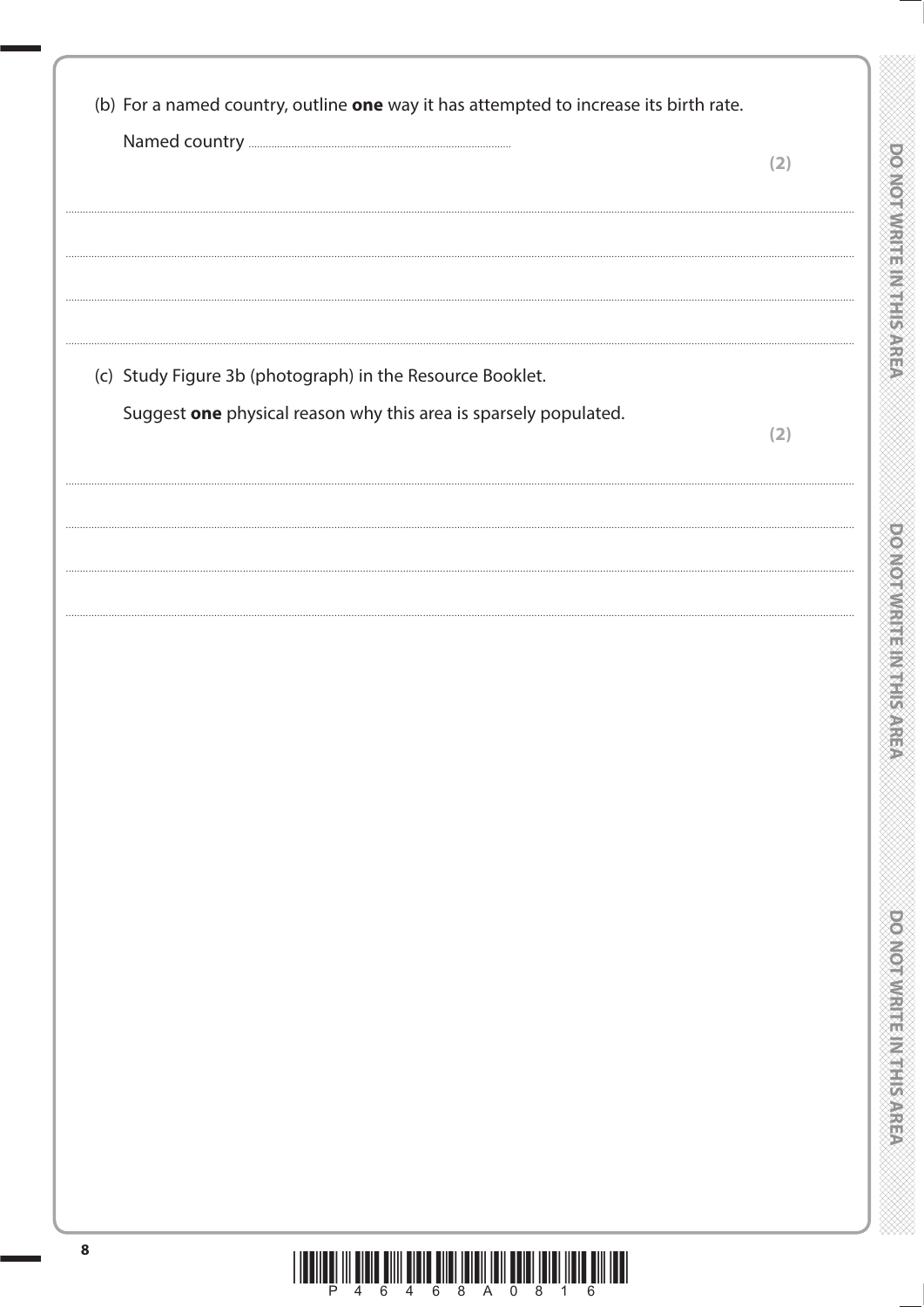(b) For a named country, outline **one** way it has attempted to increase its birth rate.

Named country ..........................................................................................

**(2)**

.......................................................................................................................................................................................................

.......................................................................................................................................................................................................

.......................................................................................................................................................................................................

.......................................................................................................................................................................................................

(c) Study Figure 3b (photograph) in the Resource Booklet.

Suggest **one** physical reason why this area is sparsely populated.

**(2)**

.......................................................................................................................................................................................................

.......................................................................................................................................................................................................

.......................................................................................................................................................................................................

.......................................................................................................................................................................................................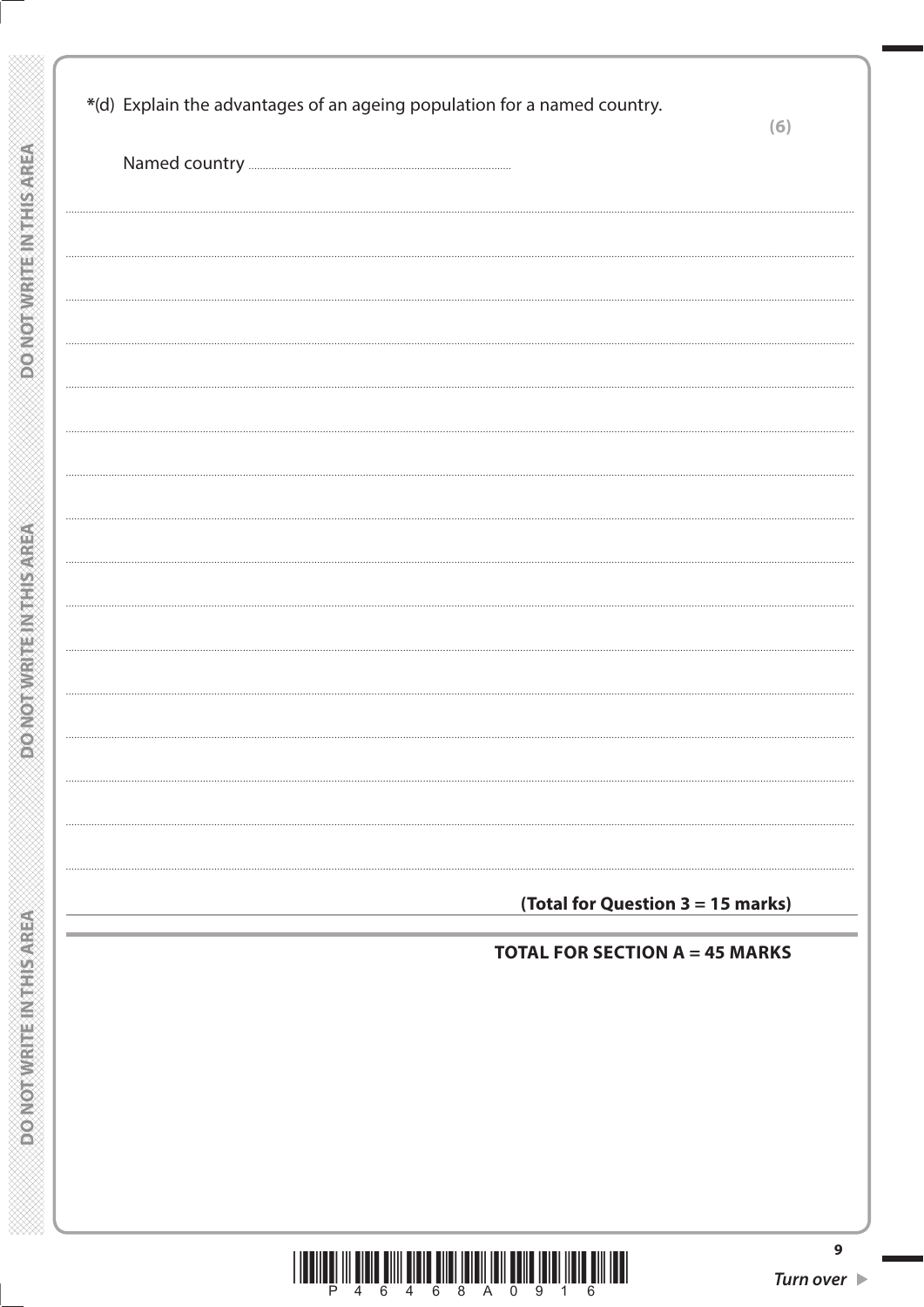*(d) Explain the advantages of an ageing population for a named country.

**(6)**

Named country ..............................................

(Total for Question 3 = 15 marks)

**TOTAL FOR SECTION A = 45 MARKS**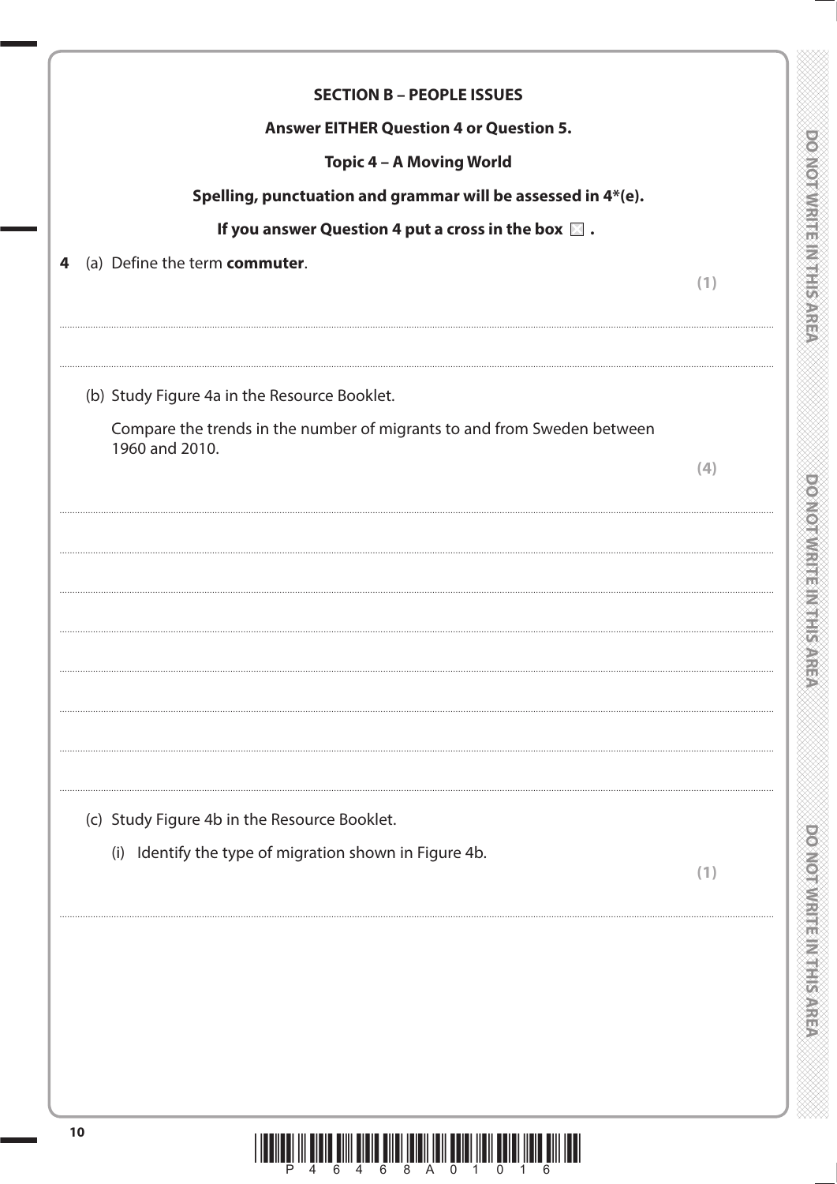**SECTION B – PEOPLE ISSUES**

**Answer EITHER Question 4 or Question 5.**

**Topic 4 – A Moving World**

**Spelling, punctuation and grammar will be assessed in 4*(e).**

**If you answer Question 4 put a cross in the box ☒ .**

**4** (a) Define the term **commuter**.

**(1)**

.......................................................................................................................................................................................................................

.......................................................................................................................................................................................................................

(b) Study Figure 4a in the Resource Booklet.

Compare the trends in the number of migrants to and from Sweden between 1960 and 2010.

**(4)**

.......................................................................................................................................................................................................................

.......................................................................................................................................................................................................................

.......................................................................................................................................................................................................................

.......................................................................................................................................................................................................................

.......................................................................................................................................................................................................................

.......................................................................................................................................................................................................................

.......................................................................................................................................................................................................................

(c) Study Figure 4b in the Resource Booklet.

(i) Identify the type of migration shown in Figure 4b.

**(1)**

.......................................................................................................................................................................................................................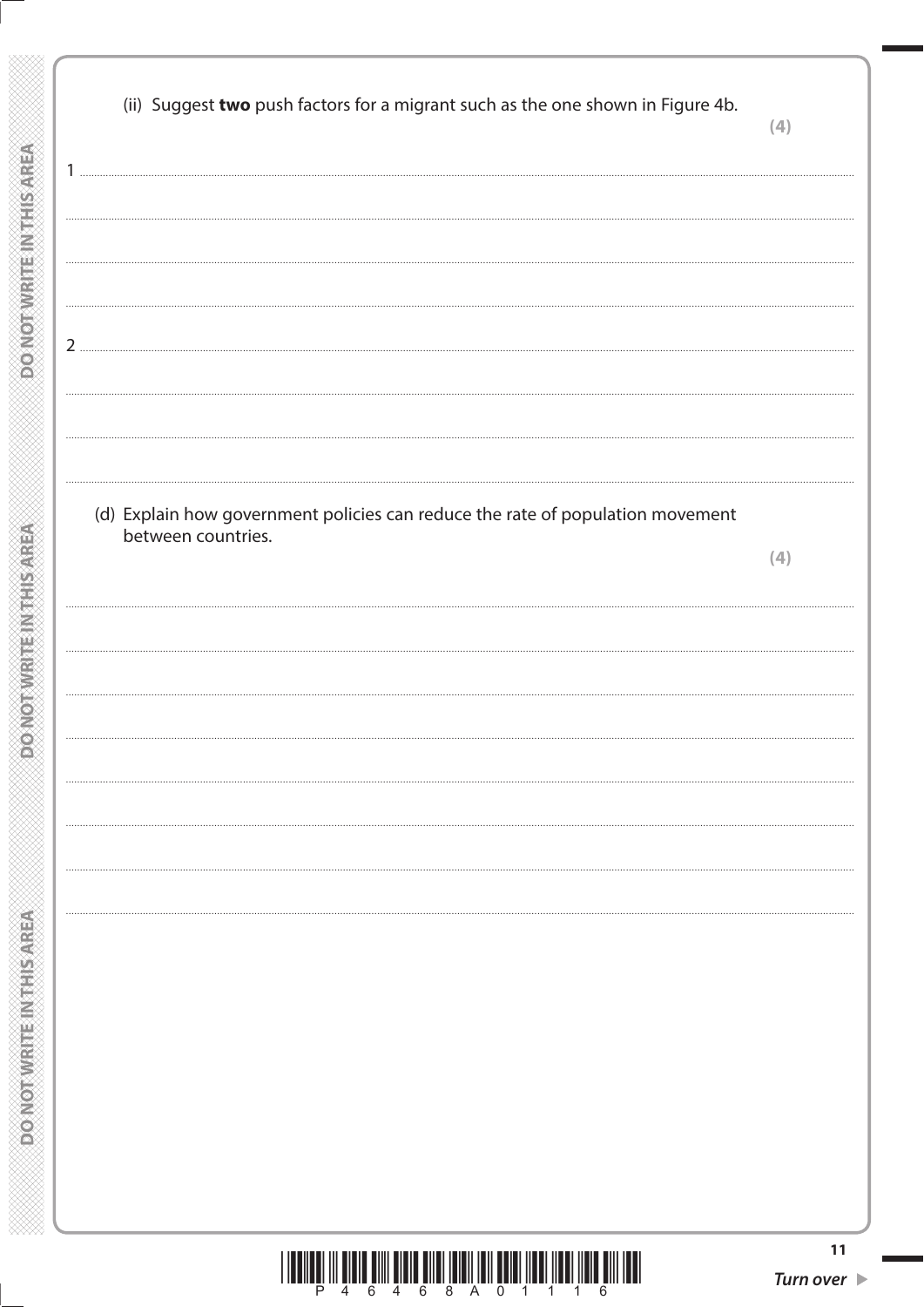(ii) Suggest **two** push factors for a migrant such as the one shown in Figure 4b.

**(4)**

1 ..............................................................................................................................................................

..............................................................................................................................................................

..............................................................................................................................................................

..............................................................................................................................................................

2 ..............................................................................................................................................................

..............................................................................................................................................................

..............................................................................................................................................................

..............................................................................................................................................................

(d) Explain how government policies can reduce the rate of population movement between countries.

**(4)**

..............................................................................................................................................................

..............................................................................................................................................................

..............................................................................................................................................................

..............................................................................................................................................................

..............................................................................................................................................................

..............................................................................................................................................................

..............................................................................................................................................................

..............................................................................................................................................................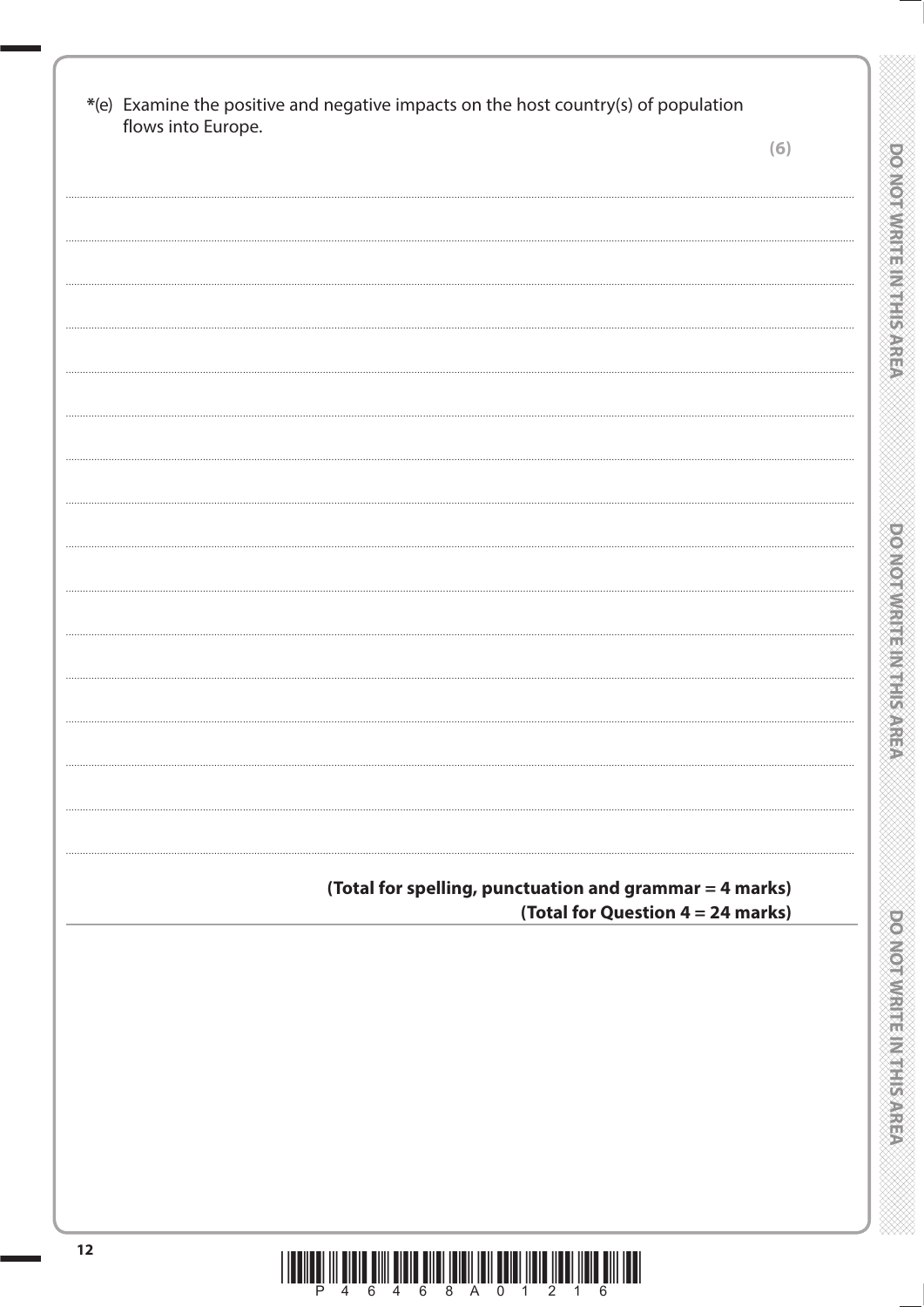*(e) Examine the positive and negative impacts on the host country(s) of population flows into Europe.

**(6)**

**(Total for spelling, punctuation and grammar = 4 marks)**

**(Total for Question 4 = 24 marks)**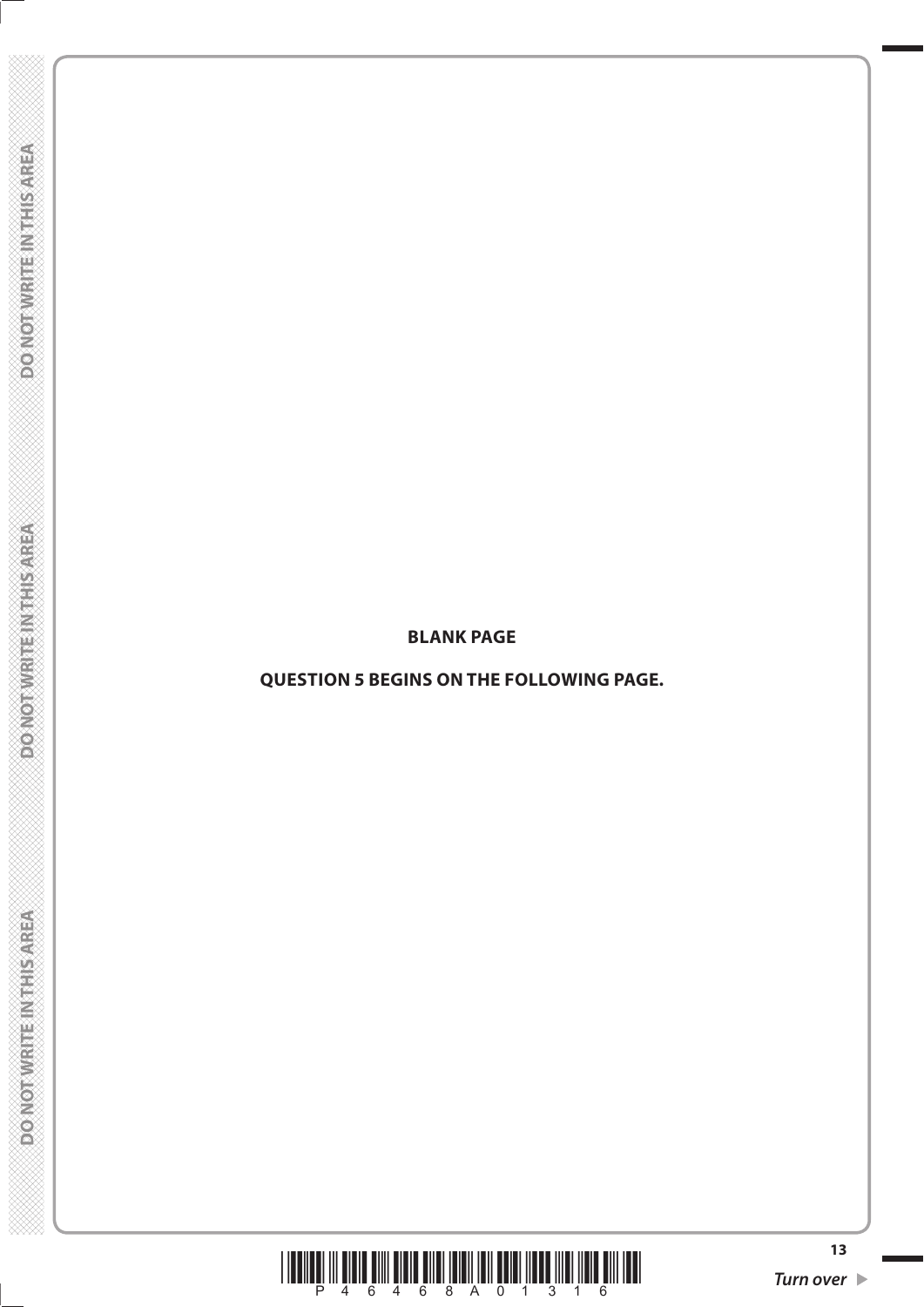**BLANK PAGE**

**QUESTION 5 BEGINS ON THE FOLLOWING PAGE.**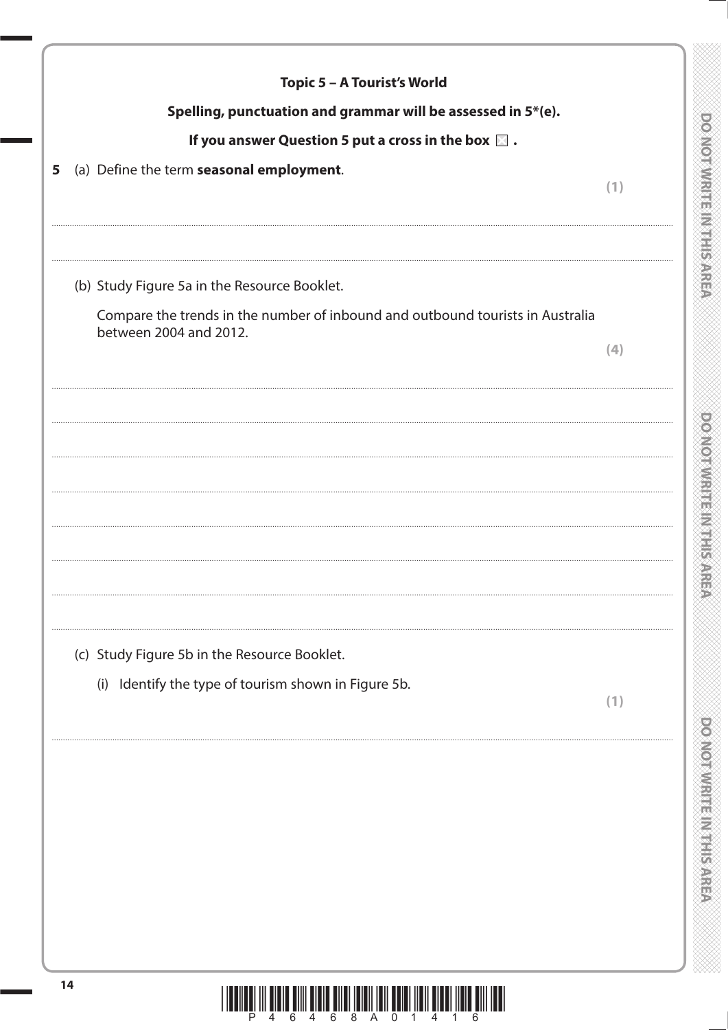## Topic 5 – A Tourist's World

**Spelling, punctuation and grammar will be assessed in 5*(e).**

**If you answer Question 5 put a cross in the box ☒ .**

**5** (a) Define the term **seasonal employment**.

**(1)**

...............................................................................................................................................

...............................................................................................................................................

(b) Study Figure 5a in the Resource Booklet.

Compare the trends in the number of inbound and outbound tourists in Australia between 2004 and 2012.

**(4)**

...............................................................................................................................................

...............................................................................................................................................

...............................................................................................................................................

...............................................................................................................................................

...............................................................................................................................................

...............................................................................................................................................

...............................................................................................................................................

(c) Study Figure 5b in the Resource Booklet.

(i) Identify the type of tourism shown in Figure 5b.

**(1)**

...............................................................................................................................................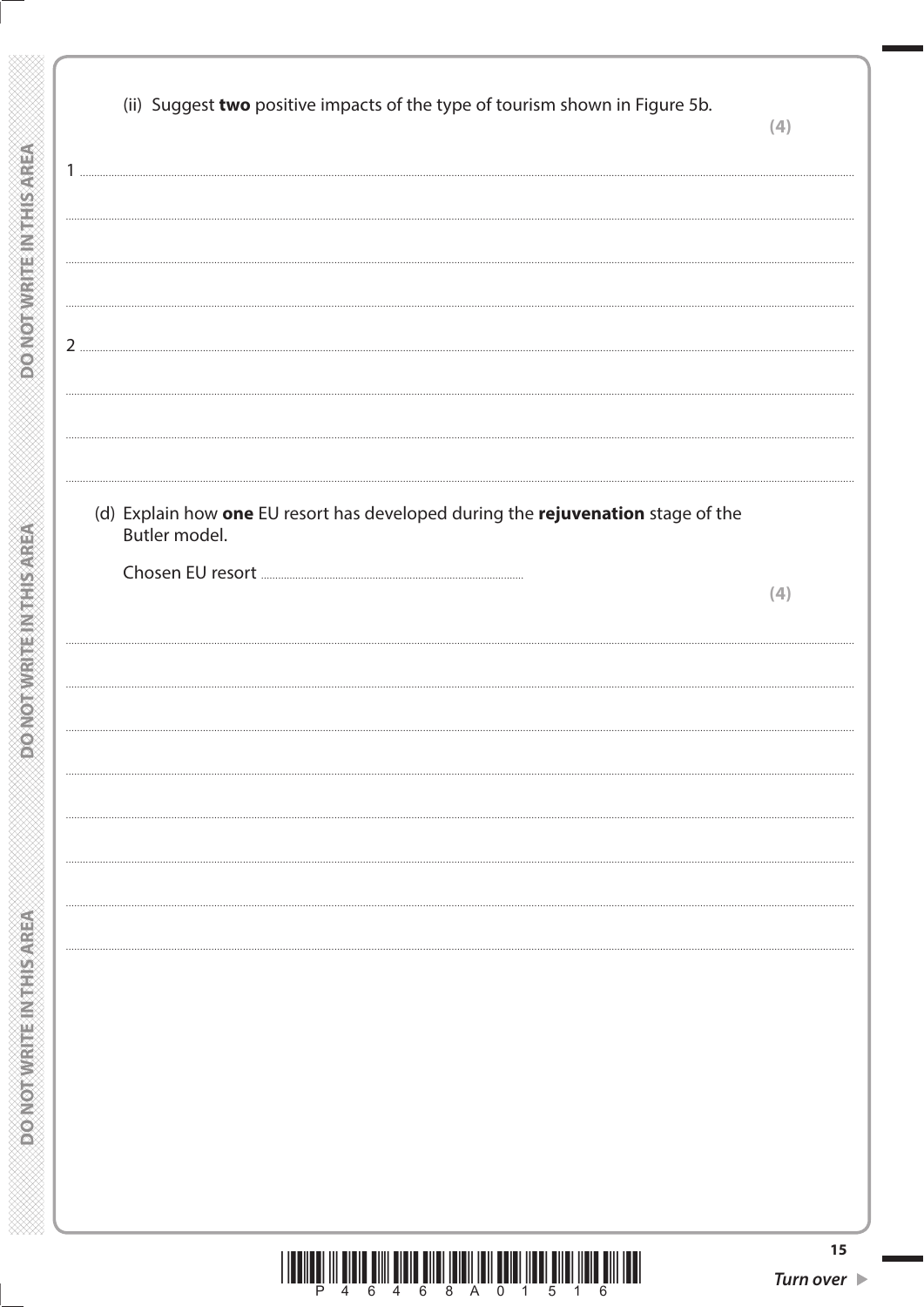(ii) Suggest **two** positive impacts of the type of tourism shown in Figure 5b.

**(4)**

1 ..................................................................................................................................................

..................................................................................................................................................

..................................................................................................................................................

..................................................................................................................................................

2 ..................................................................................................................................................

..................................................................................................................................................

..................................................................................................................................................

..................................................................................................................................................

(d) Explain how **one** EU resort has developed during the **rejuvenation** stage of the Butler model.

Chosen EU resort ..............................................................

**(4)**

..................................................................................................................................................

..................................................................................................................................................

..................................................................................................................................................

..................................................................................................................................................

..................................................................................................................................................

..................................................................................................................................................

..................................................................................................................................................

..................................................................................................................................................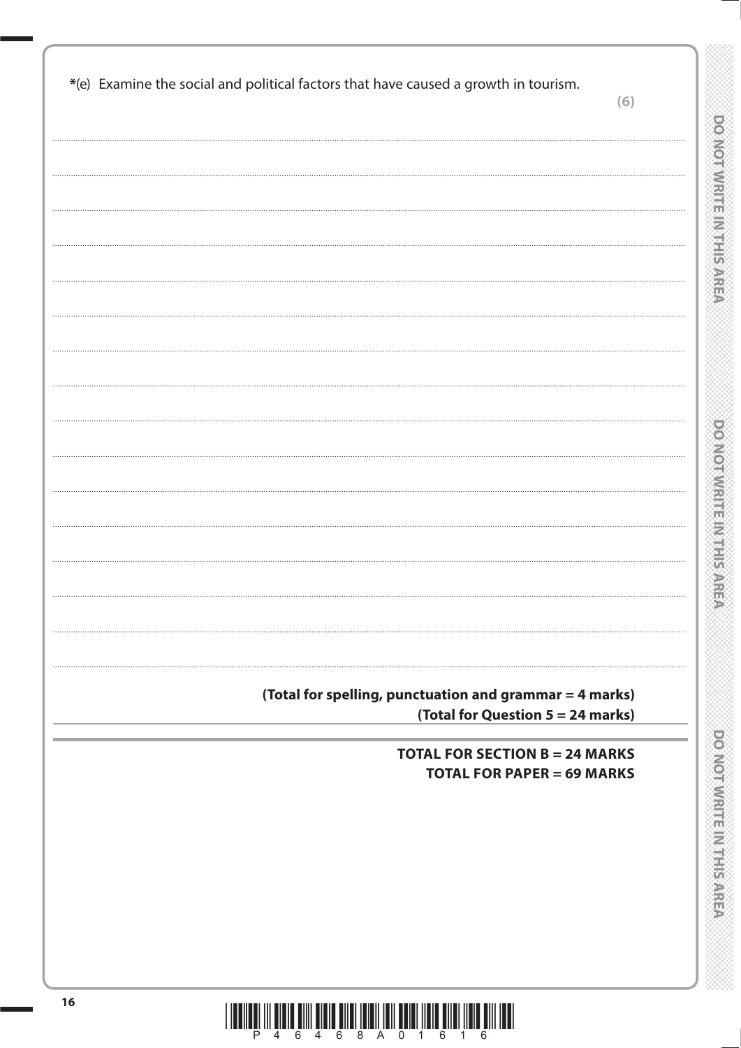*(e) Examine the social and political factors that have caused a growth in tourism.

**(6)**

**(Total for spelling, punctuation and grammar = 4 marks)**

**(Total for Question 5 = 24 marks)**

**TOTAL FOR SECTION B = 24 MARKS**

**TOTAL FOR PAPER = 69 MARKS**